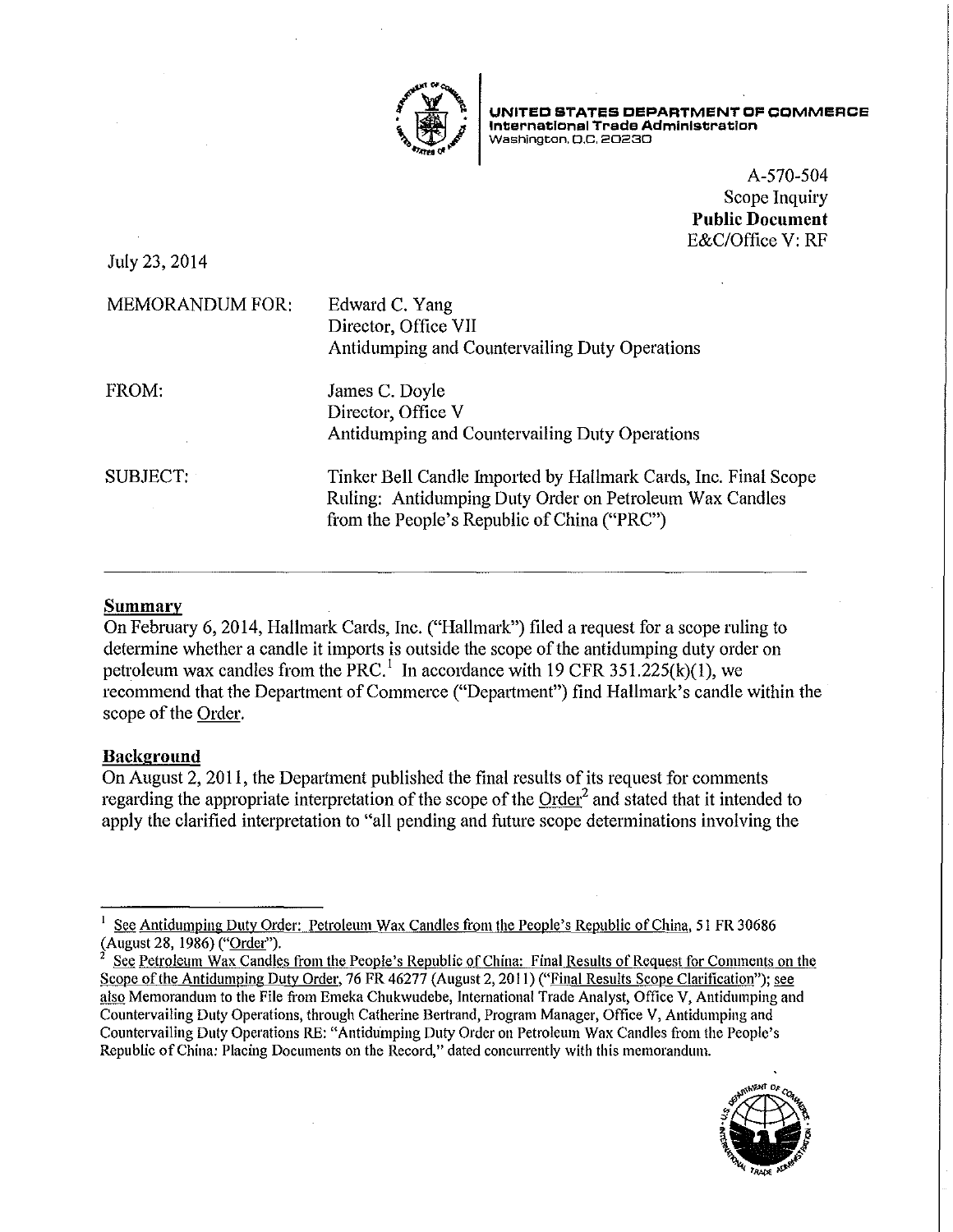**UNITED STATES DEPARTMENT OF COMMERCE**
**International Trade Administration**
Washington, D.C. 20230

A-570-504
Scope Inquiry
**Public Document**
E&C/Office V: RF

July 23, 2014

MEMORANDUM FOR: Edward C. Yang
Director, Office VII
Antidumping and Countervailing Duty Operations

FROM: James C. Doyle
Director, Office V
Antidumping and Countervailing Duty Operations

SUBJECT: Tinker Bell Candle Imported by Hallmark Cards, Inc. Final Scope Ruling: Antidumping Duty Order on Petroleum Wax Candles from the People's Republic of China ("PRC")

---

## Summary

On February 6, 2014, Hallmark Cards, Inc. ("Hallmark") filed a request for a scope ruling to determine whether a candle it imports is outside the scope of the antidumping duty order on petroleum wax candles from the PRC.[1] In accordance with 19 CFR 351.225(k)(1), we recommend that the Department of Commerce ("Department") find Hallmark's candle within the scope of the Order.

## Background

On August 2, 2011, the Department published the final results of its request for comments regarding the appropriate interpretation of the scope of the Order[2] and stated that it intended to apply the clarified interpretation to "all pending and future scope determinations involving the

---

[1] See Antidumping Duty Order: Petroleum Wax Candles from the People's Republic of China, 51 FR 30686 (August 28, 1986) ("Order").

[2] See Petroleum Wax Candles from the People's Republic of China: Final Results of Request for Comments on the Scope of the Antidumping Duty Order, 76 FR 46277 (August 2, 2011) ("Final Results Scope Clarification"); see also Memorandum to the File from Emeka Chukwudebe, International Trade Analyst, Office V, Antidumping and Countervailing Duty Operations, through Catherine Bertrand, Program Manager, Office V, Antidumping and Countervailing Duty Operations RE: "Antidumping Duty Order on Petroleum Wax Candles from the People's Republic of China: Placing Documents on the Record," dated concurrently with this memorandum.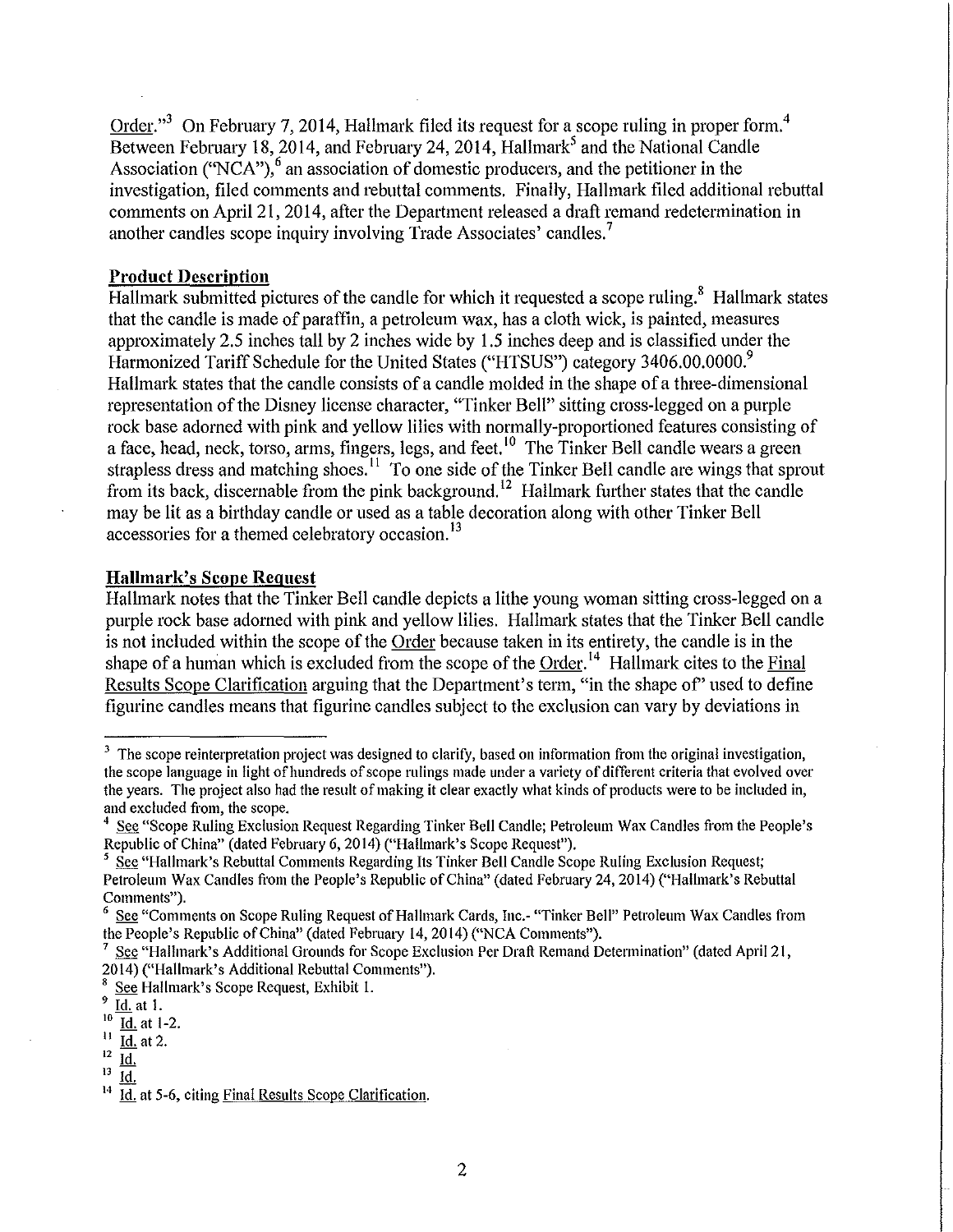Order."[3] On February 7, 2014, Hallmark filed its request for a scope ruling in proper form.[4] Between February 18, 2014, and February 24, 2014, Hallmark[5] and the National Candle Association ("NCA"),[6] an association of domestic producers, and the petitioner in the investigation, filed comments and rebuttal comments. Finally, Hallmark filed additional rebuttal comments on April 21, 2014, after the Department released a draft remand redetermination in another candles scope inquiry involving Trade Associates' candles.[7]

**Product Description**

Hallmark submitted pictures of the candle for which it requested a scope ruling.[8] Hallmark states that the candle is made of paraffin, a petroleum wax, has a cloth wick, is painted, measures approximately 2.5 inches tall by 2 inches wide by 1.5 inches deep and is classified under the Harmonized Tariff Schedule for the United States ("HTSUS") category 3406.00.0000.[9] Hallmark states that the candle consists of a candle molded in the shape of a three-dimensional representation of the Disney license character, "Tinker Bell" sitting cross-legged on a purple rock base adorned with pink and yellow lilies with normally-proportioned features consisting of a face, head, neck, torso, arms, fingers, legs, and feet.[10] The Tinker Bell candle wears a green strapless dress and matching shoes.[11] To one side of the Tinker Bell candle are wings that sprout from its back, discernable from the pink background.[12] Hallmark further states that the candle may be lit as a birthday candle or used as a table decoration along with other Tinker Bell accessories for a themed celebratory occasion.[13]

**Hallmark's Scope Request**

Hallmark notes that the Tinker Bell candle depicts a lithe young woman sitting cross-legged on a purple rock base adorned with pink and yellow lilies. Hallmark states that the Tinker Bell candle is not included within the scope of the Order because taken in its entirety, the candle is in the shape of a human which is excluded from the scope of the Order.[14] Hallmark cites to the Final Results Scope Clarification arguing that the Department's term, "in the shape of" used to define figurine candles means that figurine candles subject to the exclusion can vary by deviations in

---

[3] The scope reinterpretation project was designed to clarify, based on information from the original investigation, the scope language in light of hundreds of scope rulings made under a variety of different criteria that evolved over the years. The project also had the result of making it clear exactly what kinds of products were to be included in, and excluded from, the scope.

[4] See "Scope Ruling Exclusion Request Regarding Tinker Bell Candle; Petroleum Wax Candles from the People's Republic of China" (dated February 6, 2014) ("Hallmark's Scope Request").

[5] See "Hallmark's Rebuttal Comments Regarding Its Tinker Bell Candle Scope Ruling Exclusion Request; Petroleum Wax Candles from the People's Republic of China" (dated February 24, 2014) ("Hallmark's Rebuttal Comments").

[6] See "Comments on Scope Ruling Request of Hallmark Cards, Inc.- "Tinker Bell" Petroleum Wax Candles from the People's Republic of China" (dated February 14, 2014) ("NCA Comments").

[7] See "Hallmark's Additional Grounds for Scope Exclusion Per Draft Remand Determination" (dated April 21, 2014) ("Hallmark's Additional Rebuttal Comments").

[8] See Hallmark's Scope Request, Exhibit 1.

[9] Id. at 1.

[10] Id. at 1-2.

[11] Id. at 2.

[12] Id.

[13] Id.

[14] Id. at 5-6, citing Final Results Scope Clarification.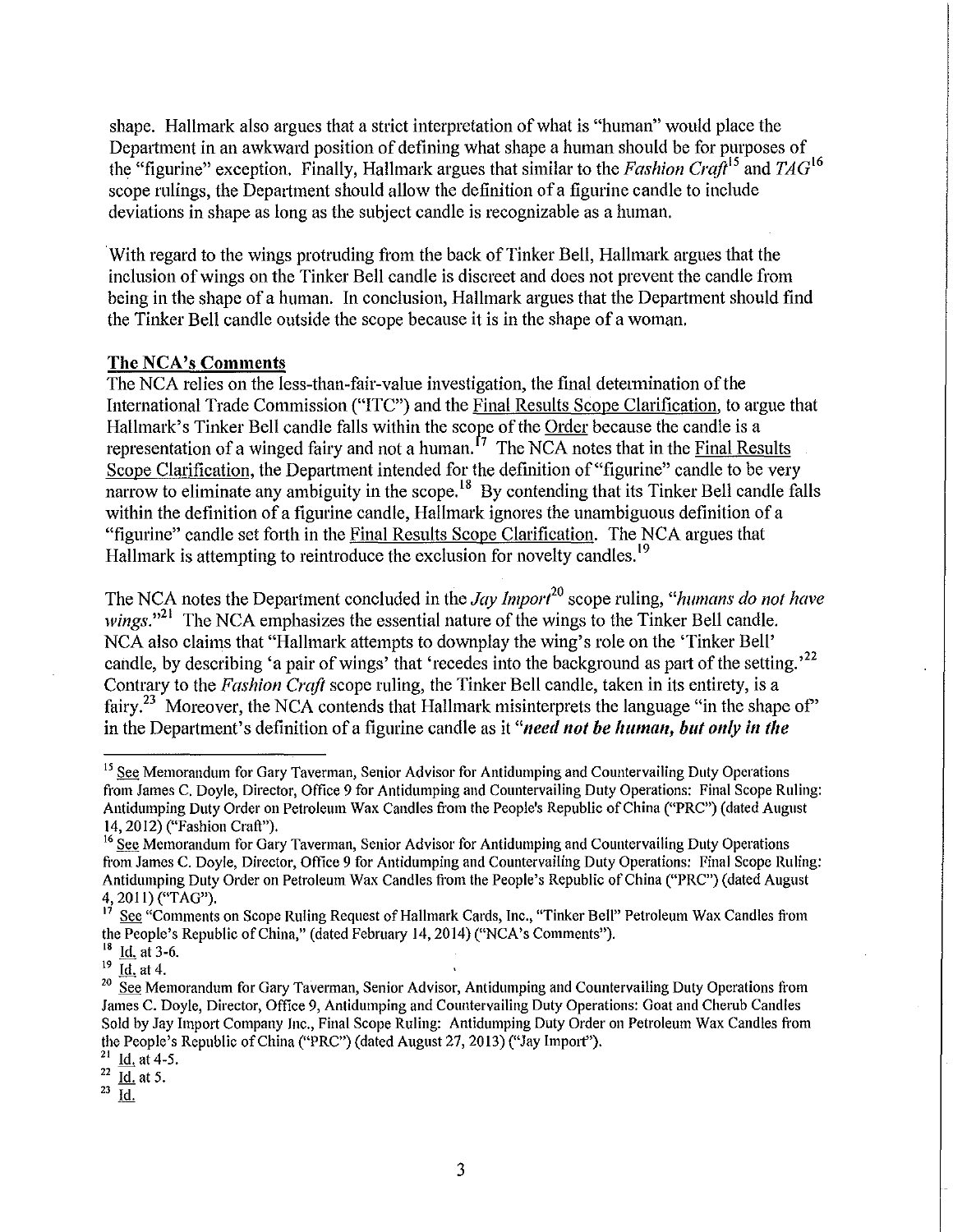shape. Hallmark also argues that a strict interpretation of what is "human" would place the Department in an awkward position of defining what shape a human should be for purposes of the "figurine" exception. Finally, Hallmark argues that similar to the *Fashion Craft*[15] and *TAG*[16] scope rulings, the Department should allow the definition of a figurine candle to include deviations in shape as long as the subject candle is recognizable as a human.

With regard to the wings protruding from the back of Tinker Bell, Hallmark argues that the inclusion of wings on the Tinker Bell candle is discreet and does not prevent the candle from being in the shape of a human. In conclusion, Hallmark argues that the Department should find the Tinker Bell candle outside the scope because it is in the shape of a woman.

## The NCA's Comments

The NCA relies on the less-than-fair-value investigation, the final determination of the International Trade Commission ("ITC") and the Final Results Scope Clarification, to argue that Hallmark's Tinker Bell candle falls within the scope of the Order because the candle is a representation of a winged fairy and not a human.[17] The NCA notes that in the Final Results Scope Clarification, the Department intended for the definition of "figurine" candle to be very narrow to eliminate any ambiguity in the scope.[18] By contending that its Tinker Bell candle falls within the definition of a figurine candle, Hallmark ignores the unambiguous definition of a "figurine" candle set forth in the Final Results Scope Clarification. The NCA argues that Hallmark is attempting to reintroduce the exclusion for novelty candles.[19]

The NCA notes the Department concluded in the *Jay Import*[20] scope ruling, "*humans do not have wings*."[21] The NCA emphasizes the essential nature of the wings to the Tinker Bell candle. NCA also claims that "Hallmark attempts to downplay the wing's role on the 'Tinker Bell' candle, by describing 'a pair of wings' that 'recedes into the background as part of the setting.'[22] Contrary to the *Fashion Craft* scope ruling, the Tinker Bell candle, taken in its entirety, is a fairy.[23] Moreover, the NCA contends that Hallmark misinterprets the language "in the shape of" in the Department's definition of a figurine candle as it "***need not be human, but only in the***

---

[15] See Memorandum for Gary Taverman, Senior Advisor for Antidumping and Countervailing Duty Operations from James C. Doyle, Director, Office 9 for Antidumping and Countervailing Duty Operations: Final Scope Ruling: Antidumping Duty Order on Petroleum Wax Candles from the People's Republic of China ("PRC") (dated August 14, 2012) ("Fashion Craft").

[16] See Memorandum for Gary Taverman, Senior Advisor for Antidumping and Countervailing Duty Operations from James C. Doyle, Director, Office 9 for Antidumping and Countervailing Duty Operations: Final Scope Ruling: Antidumping Duty Order on Petroleum Wax Candles from the People's Republic of China ("PRC") (dated August 4, 2011) ("TAG").

[17] See "Comments on Scope Ruling Request of Hallmark Cards, Inc., "Tinker Bell" Petroleum Wax Candles from the People's Republic of China," (dated February 14, 2014) ("NCA's Comments").

[18] Id. at 3-6.

[19] Id. at 4.

[20] See Memorandum for Gary Taverman, Senior Advisor, Antidumping and Countervailing Duty Operations from James C. Doyle, Director, Office 9, Antidumping and Countervailing Duty Operations: Goat and Cherub Candles Sold by Jay Import Company Inc., Final Scope Ruling: Antidumping Duty Order on Petroleum Wax Candles from the People's Republic of China ("PRC") (dated August 27, 2013) ("Jay Import").

[21] Id. at 4-5.

[22] Id. at 5.

[23] Id.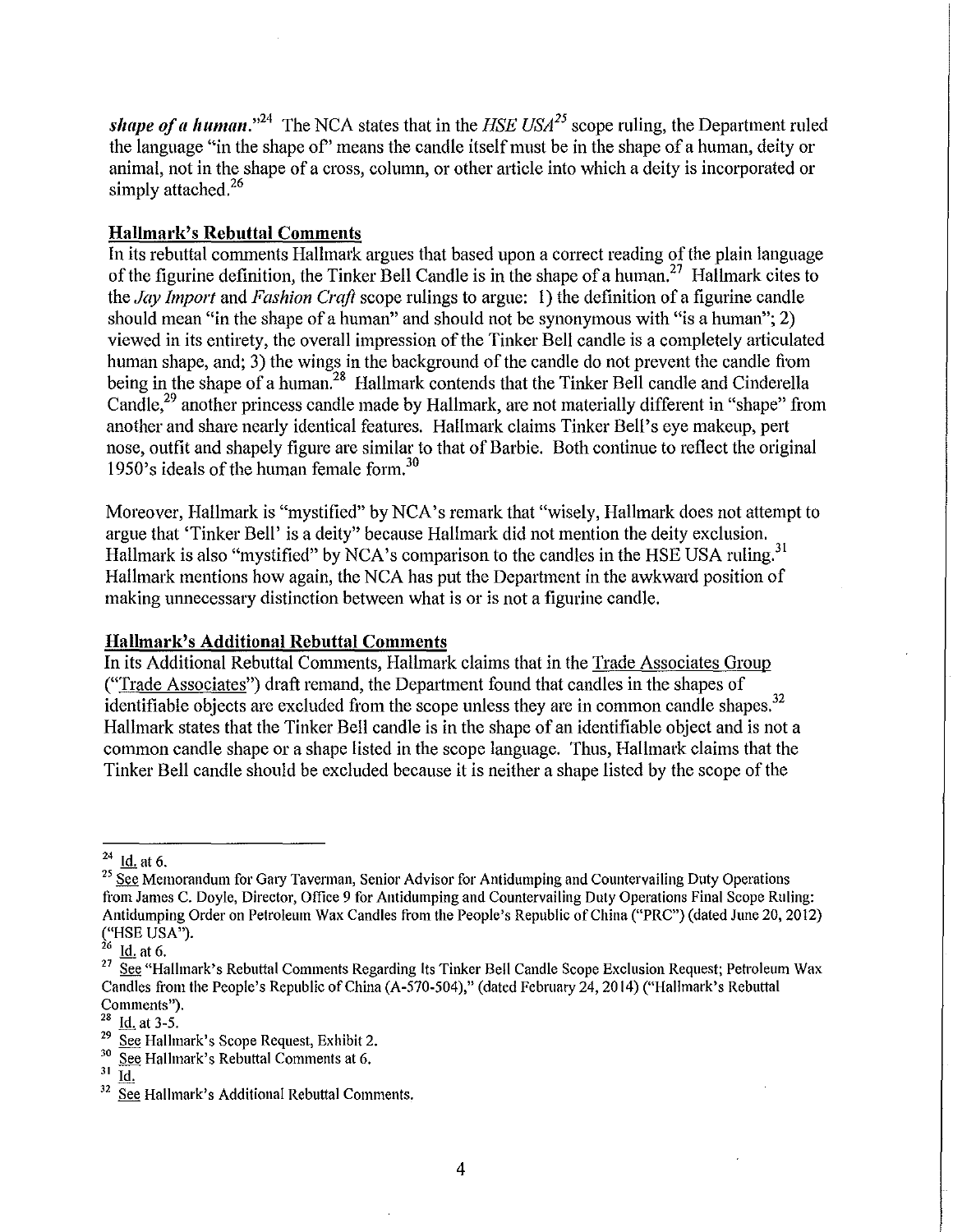***shape of a human.***"[24] The NCA states that in the *HSE USA*[25] scope ruling, the Department ruled the language "in the shape of" means the candle itself must be in the shape of a human, deity or animal, not in the shape of a cross, column, or other article into which a deity is incorporated or simply attached.[26]

**Hallmark's Rebuttal Comments**

In its rebuttal comments Hallmark argues that based upon a correct reading of the plain language of the figurine definition, the Tinker Bell Candle is in the shape of a human.[27] Hallmark cites to the *Jay Import* and *Fashion Craft* scope rulings to argue: 1) the definition of a figurine candle should mean "in the shape of a human" and should not be synonymous with "is a human"; 2) viewed in its entirety, the overall impression of the Tinker Bell candle is a completely articulated human shape, and; 3) the wings in the background of the candle do not prevent the candle from being in the shape of a human.[28] Hallmark contends that the Tinker Bell candle and Cinderella Candle,[29] another princess candle made by Hallmark, are not materially different in "shape" from another and share nearly identical features. Hallmark claims Tinker Bell's eye makeup, pert nose, outfit and shapely figure are similar to that of Barbie. Both continue to reflect the original 1950's ideals of the human female form.[30]

Moreover, Hallmark is "mystified" by NCA's remark that "wisely, Hallmark does not attempt to argue that 'Tinker Bell' is a deity" because Hallmark did not mention the deity exclusion. Hallmark is also "mystified" by NCA's comparison to the candles in the HSE USA ruling.[31] Hallmark mentions how again, the NCA has put the Department in the awkward position of making unnecessary distinction between what is or is not a figurine candle.

**Hallmark's Additional Rebuttal Comments**

In its Additional Rebuttal Comments, Hallmark claims that in the Trade Associates Group ("Trade Associates") draft remand, the Department found that candles in the shapes of identifiable objects are excluded from the scope unless they are in common candle shapes.[32] Hallmark states that the Tinker Bell candle is in the shape of an identifiable object and is not a common candle shape or a shape listed in the scope language. Thus, Hallmark claims that the Tinker Bell candle should be excluded because it is neither a shape listed by the scope of the

---

[24] Id. at 6.

[25] See Memorandum for Gary Taverman, Senior Advisor for Antidumping and Countervailing Duty Operations from James C. Doyle, Director, Office 9 for Antidumping and Countervailing Duty Operations Final Scope Ruling: Antidumping Order on Petroleum Wax Candles from the People's Republic of China ("PRC") (dated June 20, 2012) ("HSE USA").

[26] Id. at 6.

[27] See "Hallmark's Rebuttal Comments Regarding Its Tinker Bell Candle Scope Exclusion Request; Petroleum Wax Candles from the People's Republic of China (A-570-504)," (dated February 24, 2014) ("Hallmark's Rebuttal Comments").

[28] Id. at 3-5.

[29] See Hallmark's Scope Request, Exhibit 2.

[30] See Hallmark's Rebuttal Comments at 6.

[31] Id.

[32] See Hallmark's Additional Rebuttal Comments.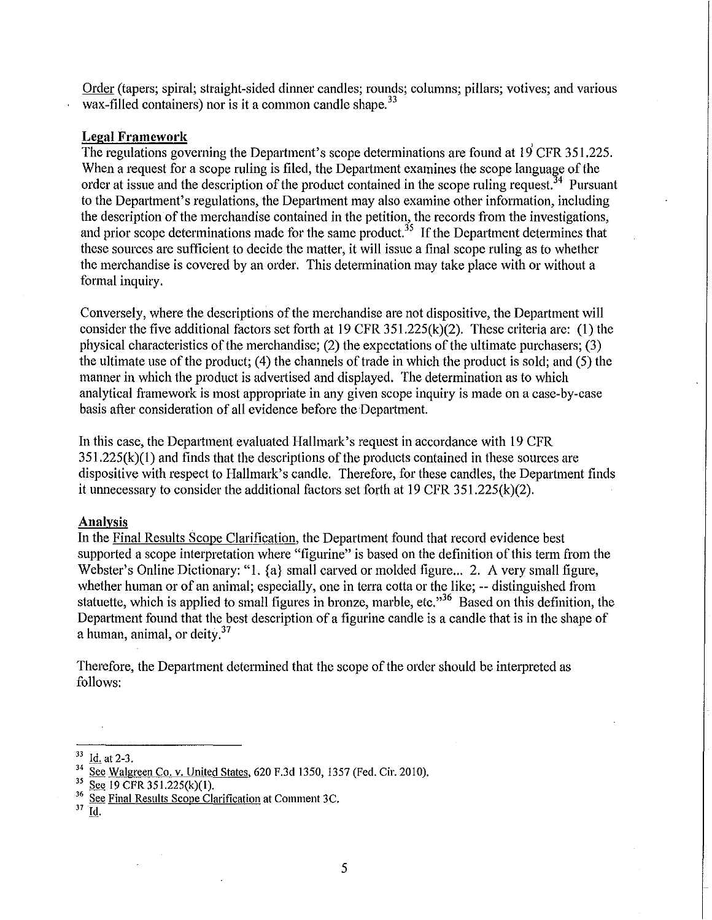Order (tapers; spiral; straight-sided dinner candles; rounds; columns; pillars; votives; and various wax-filled containers) nor is it a common candle shape.[33]

**Legal Framework**

The regulations governing the Department's scope determinations are found at 19 CFR 351.225. When a request for a scope ruling is filed, the Department examines the scope language of the order at issue and the description of the product contained in the scope ruling request.[34] Pursuant to the Department's regulations, the Department may also examine other information, including the description of the merchandise contained in the petition, the records from the investigations, and prior scope determinations made for the same product.[35] If the Department determines that these sources are sufficient to decide the matter, it will issue a final scope ruling as to whether the merchandise is covered by an order. This determination may take place with or without a formal inquiry.

Conversely, where the descriptions of the merchandise are not dispositive, the Department will consider the five additional factors set forth at 19 CFR 351.225(k)(2). These criteria are: (1) the physical characteristics of the merchandise; (2) the expectations of the ultimate purchasers; (3) the ultimate use of the product; (4) the channels of trade in which the product is sold; and (5) the manner in which the product is advertised and displayed. The determination as to which analytical framework is most appropriate in any given scope inquiry is made on a case-by-case basis after consideration of all evidence before the Department.

In this case, the Department evaluated Hallmark's request in accordance with 19 CFR 351.225(k)(1) and finds that the descriptions of the products contained in these sources are dispositive with respect to Hallmark's candle. Therefore, for these candles, the Department finds it unnecessary to consider the additional factors set forth at 19 CFR 351.225(k)(2).

**Analysis**

In the Final Results Scope Clarification, the Department found that record evidence best supported a scope interpretation where "figurine" is based on the definition of this term from the Webster's Online Dictionary: "1. {a} small carved or molded figure... 2. A very small figure, whether human or of an animal; especially, one in terra cotta or the like; -- distinguished from statuette, which is applied to small figures in bronze, marble, etc."[36] Based on this definition, the Department found that the best description of a figurine candle is a candle that is in the shape of a human, animal, or deity.[37]

Therefore, the Department determined that the scope of the order should be interpreted as follows:

---

[33] Id. at 2-3.

[34] See Walgreen Co. v. United States, 620 F.3d 1350, 1357 (Fed. Cir. 2010).

[35] See 19 CFR 351.225(k)(1).

[36] See Final Results Scope Clarification at Comment 3C.

[37] Id.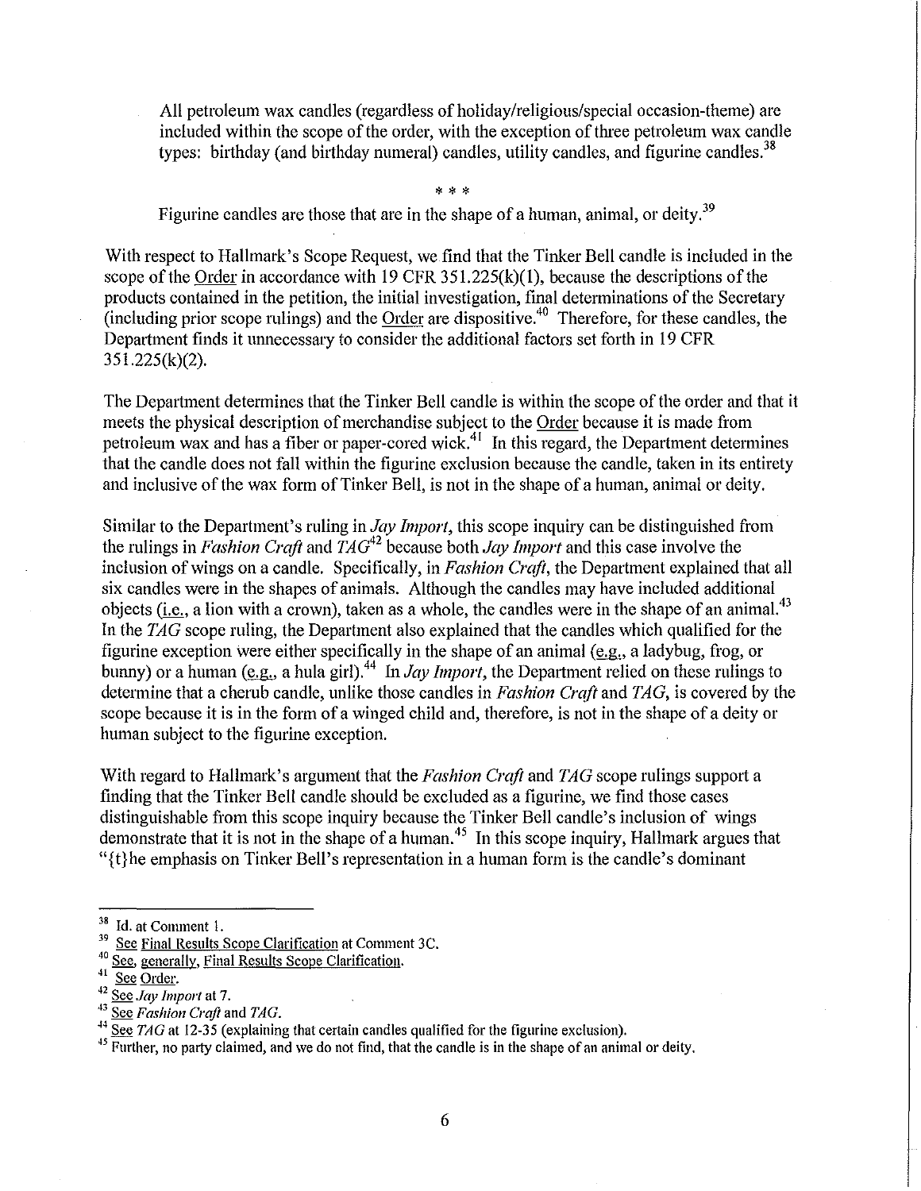> All petroleum wax candles (regardless of holiday/religious/special occasion-theme) are included within the scope of the order, with the exception of three petroleum wax candle types: birthday (and birthday numeral) candles, utility candles, and figurine candles.[38]
>
> \* \* \*
>
> Figurine candles are those that are in the shape of a human, animal, or deity.[39]

With respect to Hallmark's Scope Request, we find that the Tinker Bell candle is included in the scope of the Order in accordance with 19 CFR 351.225(k)(1), because the descriptions of the products contained in the petition, the initial investigation, final determinations of the Secretary (including prior scope rulings) and the Order are dispositive.[40] Therefore, for these candles, the Department finds it unnecessary to consider the additional factors set forth in 19 CFR 351.225(k)(2).

The Department determines that the Tinker Bell candle is within the scope of the order and that it meets the physical description of merchandise subject to the Order because it is made from petroleum wax and has a fiber or paper-cored wick.[41] In this regard, the Department determines that the candle does not fall within the figurine exclusion because the candle, taken in its entirety and inclusive of the wax form of Tinker Bell, is not in the shape of a human, animal or deity.

Similar to the Department's ruling in *Jay Import*, this scope inquiry can be distinguished from the rulings in *Fashion Craft* and *TAG*[42] because both *Jay Import* and this case involve the inclusion of wings on a candle. Specifically, in *Fashion Craft*, the Department explained that all six candles were in the shapes of animals. Although the candles may have included additional objects (i.e., a lion with a crown), taken as a whole, the candles were in the shape of an animal.[43] In the *TAG* scope ruling, the Department also explained that the candles which qualified for the figurine exception were either specifically in the shape of an animal (e.g., a ladybug, frog, or bunny) or a human (e.g., a hula girl).[44] In *Jay Import*, the Department relied on these rulings to determine that a cherub candle, unlike those candles in *Fashion Craft* and *TAG*, is covered by the scope because it is in the form of a winged child and, therefore, is not in the shape of a deity or human subject to the figurine exception.

With regard to Hallmark's argument that the *Fashion Craft* and *TAG* scope rulings support a finding that the Tinker Bell candle should be excluded as a figurine, we find those cases distinguishable from this scope inquiry because the Tinker Bell candle's inclusion of wings demonstrate that it is not in the shape of a human.[45] In this scope inquiry, Hallmark argues that "{t}he emphasis on Tinker Bell's representation in a human form is the candle's dominant

---

[38] Id. at Comment 1.

[39] See Final Results Scope Clarification at Comment 3C.

[40] See, generally, Final Results Scope Clarification.

[41] See Order.

[42] See *Jay Import* at 7.

[43] See *Fashion Craft* and *TAG*.

[44] See *TAG* at 12-35 (explaining that certain candles qualified for the figurine exclusion).

[45] Further, no party claimed, and we do not find, that the candle is in the shape of an animal or deity.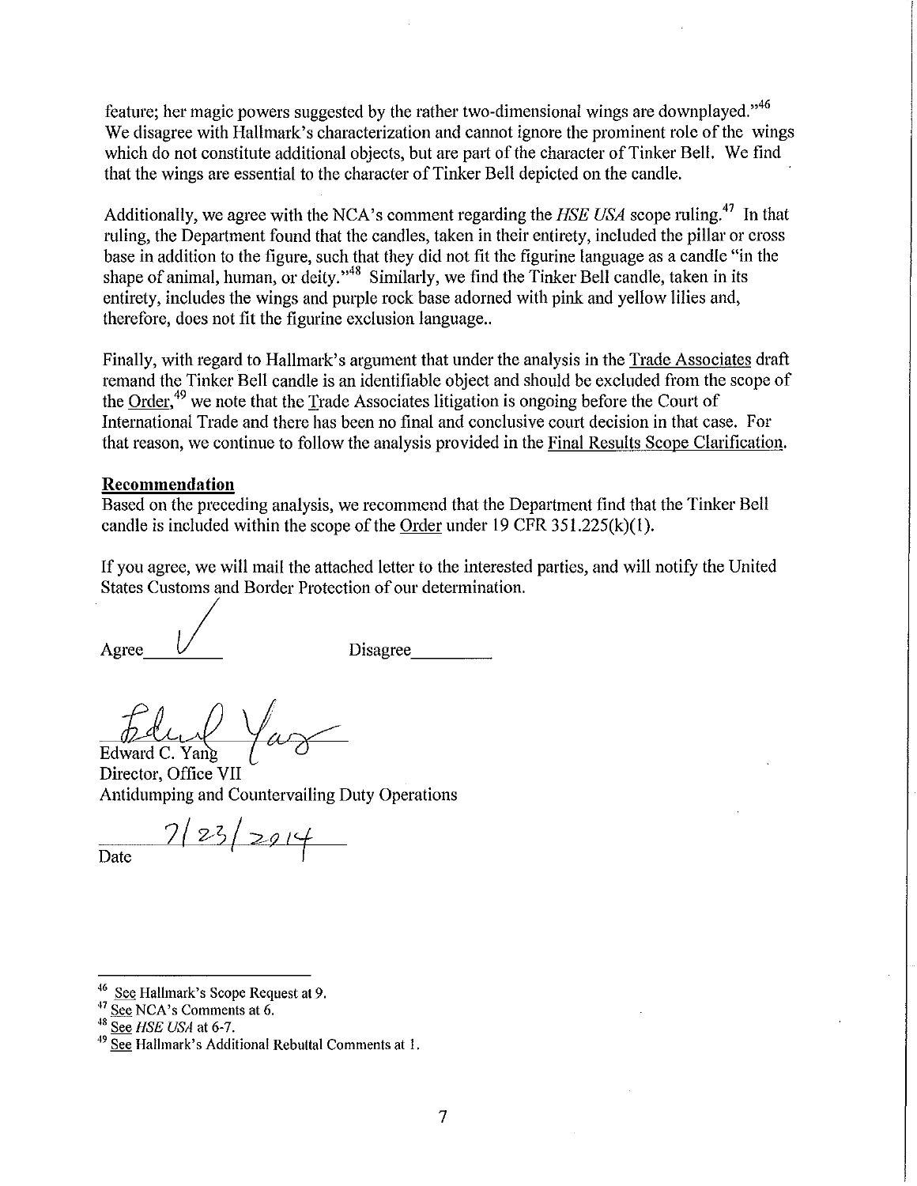feature; her magic powers suggested by the rather two-dimensional wings are downplayed."[46] We disagree with Hallmark's characterization and cannot ignore the prominent role of the wings which do not constitute additional objects, but are part of the character of Tinker Bell. We find that the wings are essential to the character of Tinker Bell depicted on the candle.

Additionally, we agree with the NCA's comment regarding the *HSE USA* scope ruling.[47] In that ruling, the Department found that the candles, taken in their entirety, included the pillar or cross base in addition to the figure, such that they did not fit the figurine language as a candle "in the shape of animal, human, or deity."[48] Similarly, we find the Tinker Bell candle, taken in its entirety, includes the wings and purple rock base adorned with pink and yellow lilies and, therefore, does not fit the figurine exclusion language..

Finally, with regard to Hallmark's argument that under the analysis in the Trade Associates draft remand the Tinker Bell candle is an identifiable object and should be excluded from the scope of the Order,[49] we note that the Trade Associates litigation is ongoing before the Court of International Trade and there has been no final and conclusive court decision in that case. For that reason, we continue to follow the analysis provided in the Final Results Scope Clarification.

**Recommendation**

Based on the preceding analysis, we recommend that the Department find that the Tinker Bell candle is included within the scope of the Order under 19 CFR 351.225(k)(1).

If you agree, we will mail the attached letter to the interested parties, and will notify the United States Customs and Border Protection of our determination.

Agree ✓ &nbsp;&nbsp;&nbsp;&nbsp;&nbsp;&nbsp;&nbsp;&nbsp; Disagree________

Edward C. Yang
Director, Office VII
Antidumping and Countervailing Duty Operations

7/23/2014
Date

---

[46] See Hallmark's Scope Request at 9.

[47] See NCA's Comments at 6.

[48] See *HSE USA* at 6-7.

[49] See Hallmark's Additional Rebuttal Comments at 1.